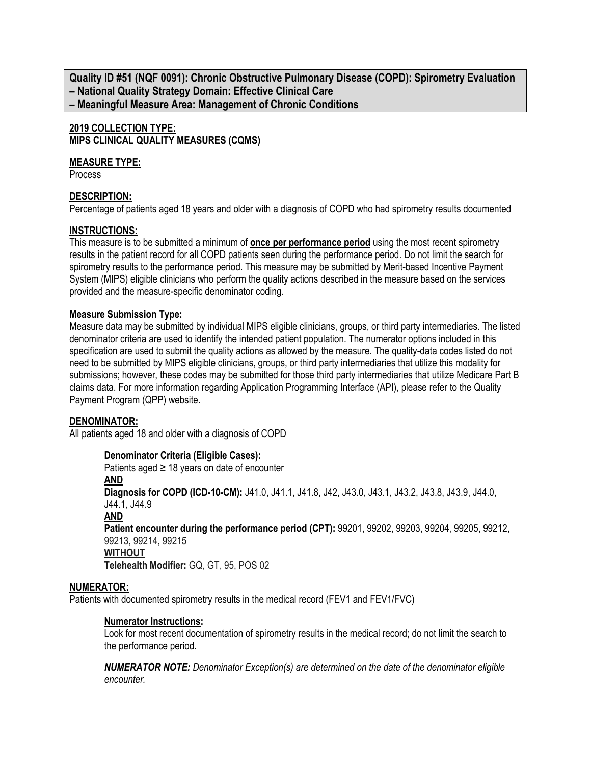## Quality ID #51 (NQF 0091): Chronic Obstructive Pulmonary Disease (COPD): Spirometry Evaluation
**– National Quality Strategy Domain: Effective Clinical Care**
**– Meaningful Measure Area: Management of Chronic Conditions**

**2019 COLLECTION TYPE:**
**MIPS CLINICAL QUALITY MEASURES (CQMS)**

**MEASURE TYPE:**
Process

**DESCRIPTION:**
Percentage of patients aged 18 years and older with a diagnosis of COPD who had spirometry results documented

**INSTRUCTIONS:**
This measure is to be submitted a minimum of **once per performance period** using the most recent spirometry results in the patient record for all COPD patients seen during the performance period. Do not limit the search for spirometry results to the performance period. This measure may be submitted by Merit-based Incentive Payment System (MIPS) eligible clinicians who perform the quality actions described in the measure based on the services provided and the measure-specific denominator coding.

**Measure Submission Type:**
Measure data may be submitted by individual MIPS eligible clinicians, groups, or third party intermediaries. The listed denominator criteria are used to identify the intended patient population. The numerator options included in this specification are used to submit the quality actions as allowed by the measure. The quality-data codes listed do not need to be submitted by MIPS eligible clinicians, groups, or third party intermediaries that utilize this modality for submissions; however, these codes may be submitted for those third party intermediaries that utilize Medicare Part B claims data. For more information regarding Application Programming Interface (API), please refer to the Quality Payment Program (QPP) website.

**DENOMINATOR:**
All patients aged 18 and older with a diagnosis of COPD

**Denominator Criteria (Eligible Cases):**
Patients aged ≥ 18 years on date of encounter
**AND**
**Diagnosis for COPD (ICD-10-CM):** J41.0, J41.1, J41.8, J42, J43.0, J43.1, J43.2, J43.8, J43.9, J44.0, J44.1, J44.9
**AND**
**Patient encounter during the performance period (CPT):** 99201, 99202, 99203, 99204, 99205, 99212, 99213, 99214, 99215
**WITHOUT**
**Telehealth Modifier:** GQ, GT, 95, POS 02

**NUMERATOR:**
Patients with documented spirometry results in the medical record (FEV1 and FEV1/FVC)

**Numerator Instructions:**
Look for most recent documentation of spirometry results in the medical record; do not limit the search to the performance period.

***NUMERATOR NOTE:*** *Denominator Exception(s) are determined on the date of the denominator eligible encounter.*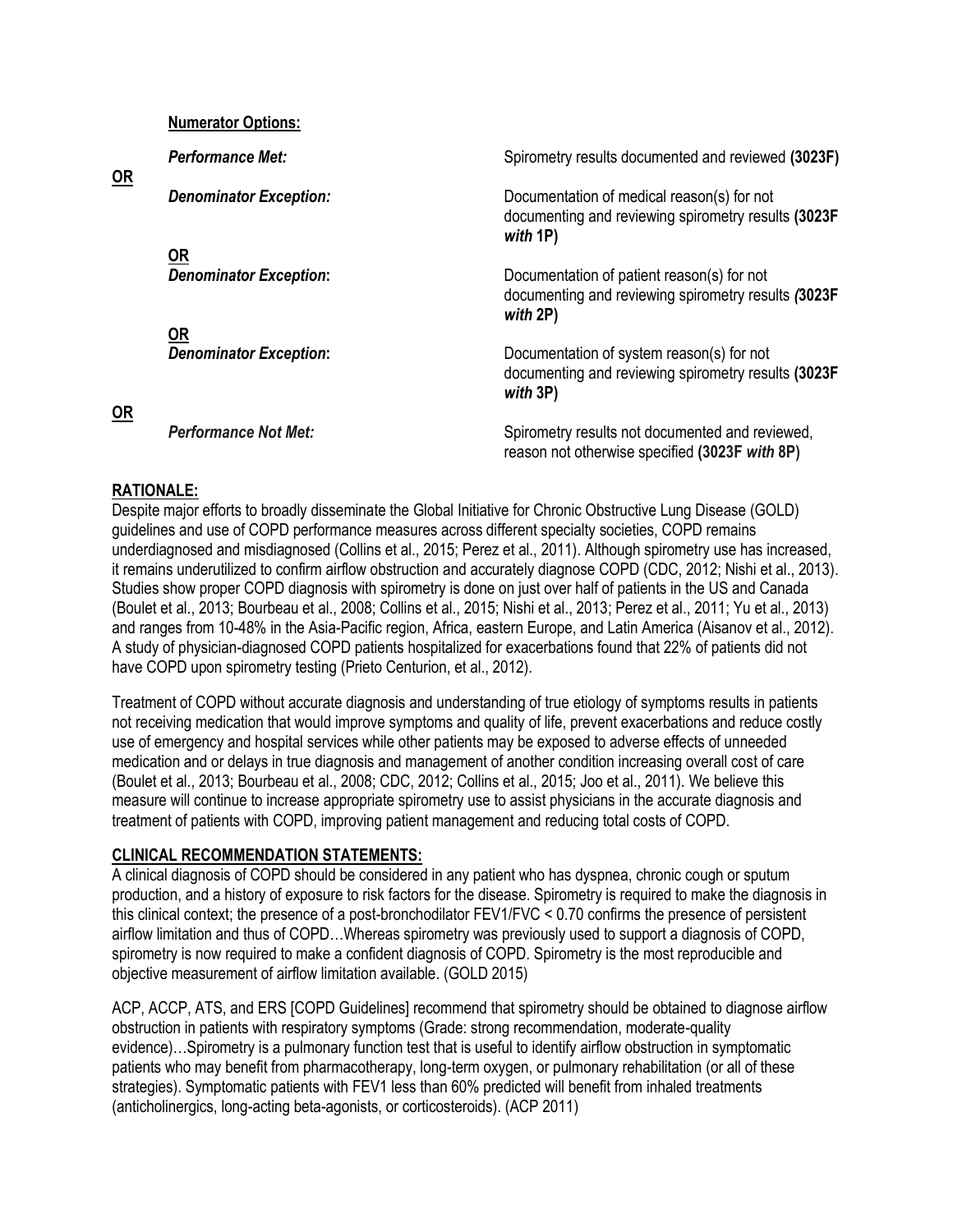**Numerator Options:**

*Performance Met:* Spyrometry results documented and reviewed **(3023F)**

**OR**

*Denominator Exception:* Documentation of medical reason(s) for not documenting and reviewing spirometry results **(3023F *with* 1P)**

**OR**

*Denominator Exception:* Documentation of patient reason(s) for not documenting and reviewing spirometry results ***(*3023F *with* 2P)**

**OR**

*Denominator Exception:* Documentation of system reason(s) for not documenting and reviewing spirometry results **(3023F *with* 3P)**

**OR**

*Performance Not Met:* Spirometry results not documented and reviewed, reason not otherwise specified **(3023F *with* 8P)**

## RATIONALE:

Despite major efforts to broadly disseminate the Global Initiative for Chronic Obstructive Lung Disease (GOLD) guidelines and use of COPD performance measures across different specialty societies, COPD remains underdiagnosed and misdiagnosed (Collins et al., 2015; Perez et al., 2011). Although spirometry use has increased, it remains underutilized to confirm airflow obstruction and accurately diagnose COPD (CDC, 2012; Nishi et al., 2013). Studies show proper COPD diagnosis with spirometry is done on just over half of patients in the US and Canada (Boulet et al., 2013; Bourbeau et al., 2008; Collins et al., 2015; Nishi et al., 2013; Perez et al., 2011; Yu et al., 2013) and ranges from 10-48% in the Asia-Pacific region, Africa, eastern Europe, and Latin America (Aisanov et al., 2012). A study of physician-diagnosed COPD patients hospitalized for exacerbations found that 22% of patients did not have COPD upon spirometry testing (Prieto Centurion, et al., 2012).

Treatment of COPD without accurate diagnosis and understanding of true etiology of symptoms results in patients not receiving medication that would improve symptoms and quality of life, prevent exacerbations and reduce costly use of emergency and hospital services while other patients may be exposed to adverse effects of unneeded medication and or delays in true diagnosis and management of another condition increasing overall cost of care (Boulet et al., 2013; Bourbeau et al., 2008; CDC, 2012; Collins et al., 2015; Joo et al., 2011). We believe this measure will continue to increase appropriate spirometry use to assist physicians in the accurate diagnosis and treatment of patients with COPD, improving patient management and reducing total costs of COPD.

## CLINICAL RECOMMENDATION STATEMENTS:

A clinical diagnosis of COPD should be considered in any patient who has dyspnea, chronic cough or sputum production, and a history of exposure to risk factors for the disease. Spirometry is required to make the diagnosis in this clinical context; the presence of a post-bronchodilator FEV1/FVC < 0.70 confirms the presence of persistent airflow limitation and thus of COPD…Whereas spirometry was previously used to support a diagnosis of COPD, spirometry is now required to make a confident diagnosis of COPD. Spirometry is the most reproducible and objective measurement of airflow limitation available. (GOLD 2015)

ACP, ACCP, ATS, and ERS [COPD Guidelines] recommend that spirometry should be obtained to diagnose airflow obstruction in patients with respiratory symptoms (Grade: strong recommendation, moderate-quality evidence)…Spirometry is a pulmonary function test that is useful to identify airflow obstruction in symptomatic patients who may benefit from pharmacotherapy, long-term oxygen, or pulmonary rehabilitation (or all of these strategies). Symptomatic patients with FEV1 less than 60% predicted will benefit from inhaled treatments (anticholinergics, long-acting beta-agonists, or corticosteroids). (ACP 2011)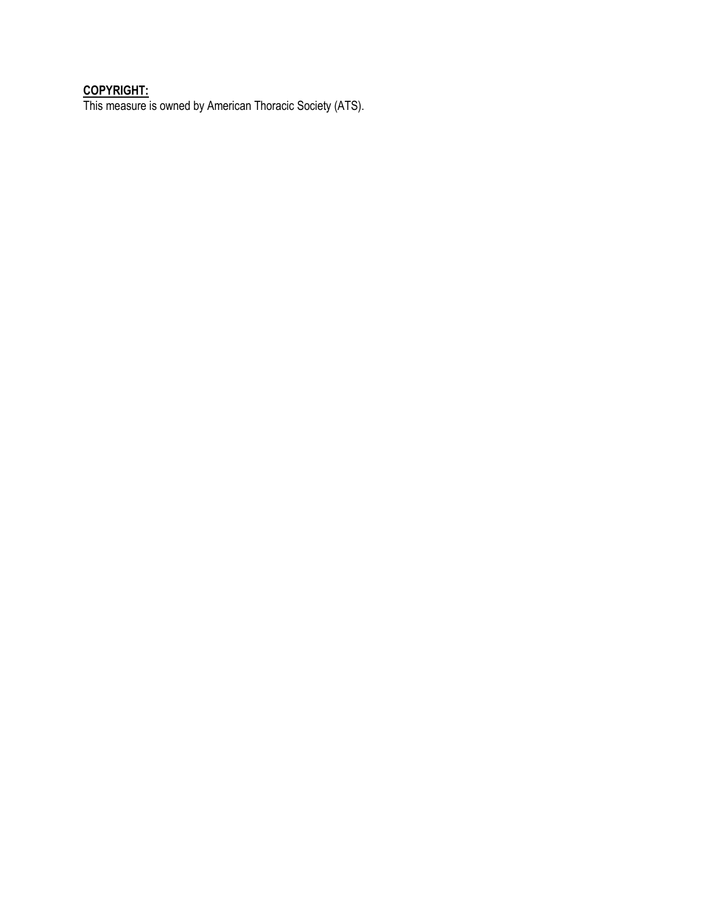**COPYRIGHT:**

This measure is owned by American Thoracic Society (ATS).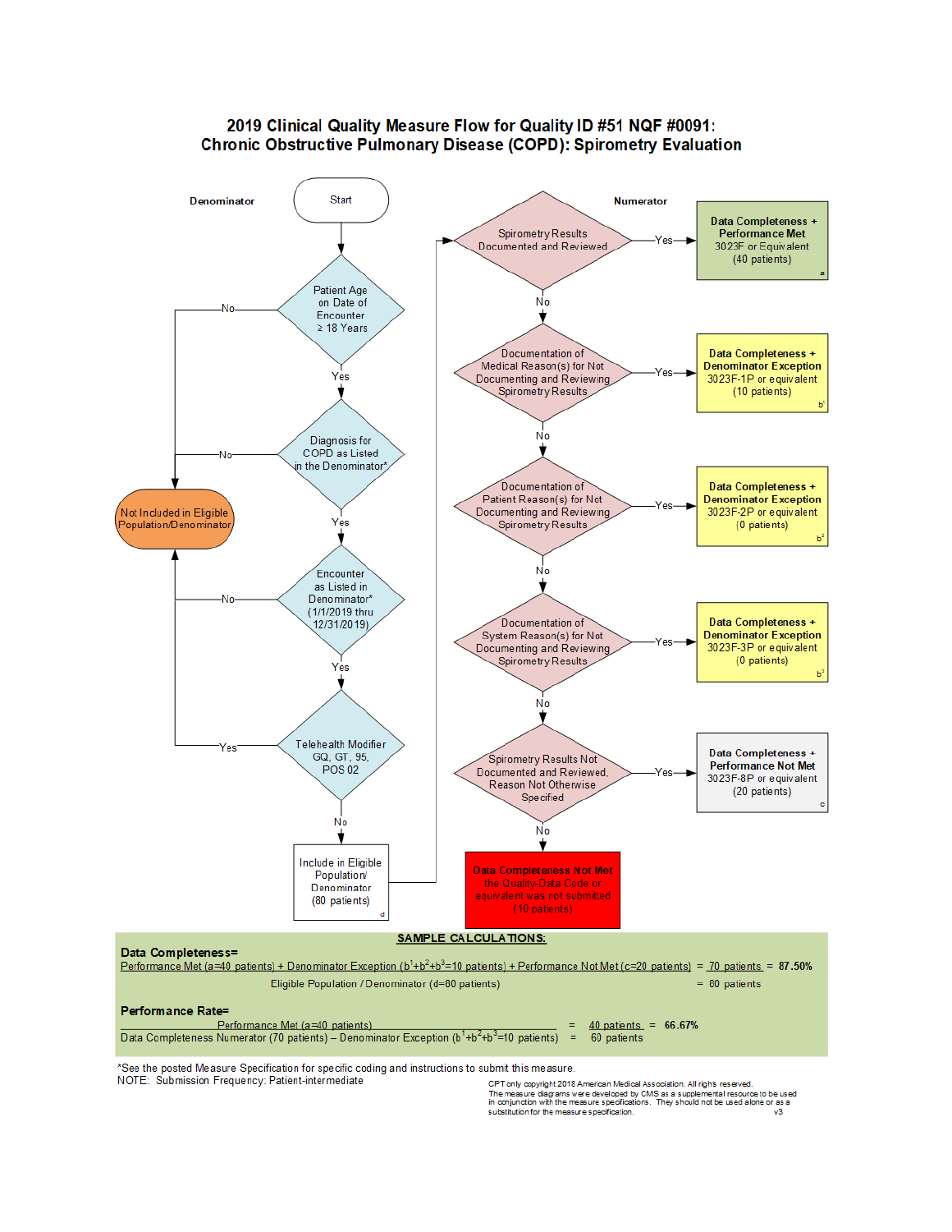# 2019 Clinical Quality Measure Flow for Quality ID #51 NQF #0091: Chronic Obstructive Pulmonary Disease (COPD): Spirometry Evaluation

**Denominator**

Start

Patient Age on Date of Encounter ≥ 18 Years — No → Not Included in Eligible Population/Denominator; Yes ↓

Diagnosis for COPD as Listed in the Denominator* — No → Not Included in Eligible Population/Denominator; Yes ↓

Encounter as Listed in Denominator* (1/1/2019 thru 12/31/2019) — No → Not Included in Eligible Population/Denominator; Yes ↓

Telehealth Modifier GQ, GT, 95, POS 02 — Yes → Not Included in Eligible Population/Denominator; No ↓

Include in Eligible Population/ Denominator (80 patients) d

**Numerator**

Spirometry Results Documented and Reviewed — Yes → Data Completeness + Performance Met 3023F or Equivalent (40 patients) a; No ↓

Documentation of Medical Reason(s) for Not Documenting and Reviewing Spirometry Results — Yes → Data Completeness + Denominator Exception 3023F-1P or equivalent (10 patients) b1; No ↓

Documentation of Patient Reason(s) for Not Documenting and Reviewing Spirometry Results — Yes → Data Completeness + Denominator Exception 3023F-2P or equivalent (0 patients) b2; No ↓

Documentation of System Reason(s) for Not Documenting and Reviewing Spirometry Results — Yes → Data Completeness + Denominator Exception 3023F-3P or equivalent (0 patients) b3; No ↓

Spirometry Results Not Documented and Reviewed, Reason Not Otherwise Specified — Yes → Data Completeness + Performance Not Met 3023F-8P or equivalent (20 patients) c; No ↓

Data Completeness Not Met the Quality-Data Code or equivalent was not submitted (10 patients)

**SAMPLE CALCULATIONS:**

**Data Completeness=**

$$\frac{\text{Performance Met (a=40 patients) + Denominator Exception (}b^1+b^2+b^3\text{=10 patients) + Performance Not Met (c=20 patients)}}{\text{Eligible Population / Denominator (d=80 patients)}} = \frac{70\text{ patients}}{80\text{ patients}} = 87.50\%$$

**Performance Rate=**

$$\frac{\text{Performance Met (a=40 patients)}}{\text{Data Completeness Numerator (70 patients) – Denominator Exception (}b^1+b^2+b^3\text{=10 patients)}} = \frac{40\text{ patients}}{60\text{ patients}} = 66.67\%$$

*See the posted Measure Specification for specific coding and instructions to submit this measure.

NOTE: Submission Frequency: Patient-intermediate

CPT only copyright 2018 American Medical Association. All rights reserved.
The measure diagrams were developed by CMS as a supplemental resource to be used in conjunction with the measure specifications. They should not be used alone or as a substitution for the measure specification. v3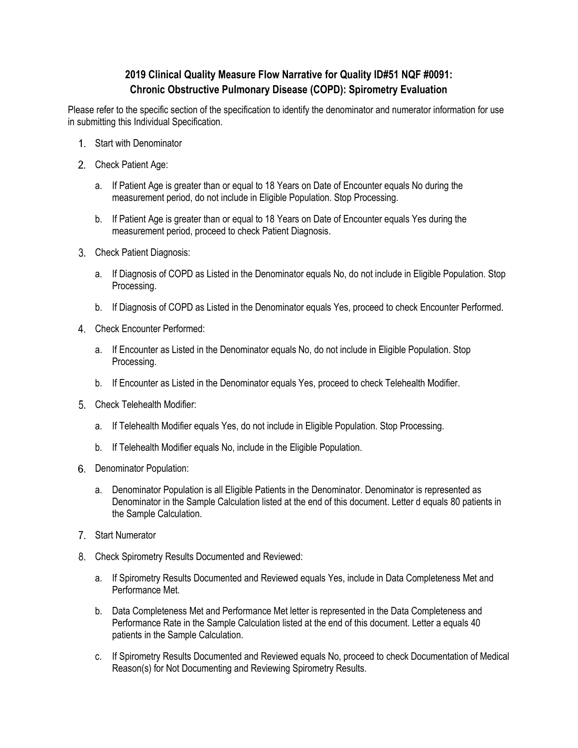## 2019 Clinical Quality Measure Flow Narrative for Quality ID#51 NQF #0091: Chronic Obstructive Pulmonary Disease (COPD): Spirometry Evaluation

Please refer to the specific section of the specification to identify the denominator and numerator information for use in submitting this Individual Specification.

1. Start with Denominator
2. Check Patient Age:
   a. If Patient Age is greater than or equal to 18 Years on Date of Encounter equals No during the measurement period, do not include in Eligible Population. Stop Processing.
   b. If Patient Age is greater than or equal to 18 Years on Date of Encounter equals Yes during the measurement period, proceed to check Patient Diagnosis.
3. Check Patient Diagnosis:
   a. If Diagnosis of COPD as Listed in the Denominator equals No, do not include in Eligible Population. Stop Processing.
   b. If Diagnosis of COPD as Listed in the Denominator equals Yes, proceed to check Encounter Performed.
4. Check Encounter Performed:
   a. If Encounter as Listed in the Denominator equals No, do not include in Eligible Population. Stop Processing.
   b. If Encounter as Listed in the Denominator equals Yes, proceed to check Telehealth Modifier.
5. Check Telehealth Modifier:
   a. If Telehealth Modifier equals Yes, do not include in Eligible Population. Stop Processing.
   b. If Telehealth Modifier equals No, include in the Eligible Population.
6. Denominator Population:
   a. Denominator Population is all Eligible Patients in the Denominator. Denominator is represented as Denominator in the Sample Calculation listed at the end of this document. Letter d equals 80 patients in the Sample Calculation.
7. Start Numerator
8. Check Spirometry Results Documented and Reviewed:
   a. If Spirometry Results Documented and Reviewed equals Yes, include in Data Completeness Met and Performance Met.
   b. Data Completeness Met and Performance Met letter is represented in the Data Completeness and Performance Rate in the Sample Calculation listed at the end of this document. Letter a equals 40 patients in the Sample Calculation.
   c. If Spirometry Results Documented and Reviewed equals No, proceed to check Documentation of Medical Reason(s) for Not Documenting and Reviewing Spirometry Results.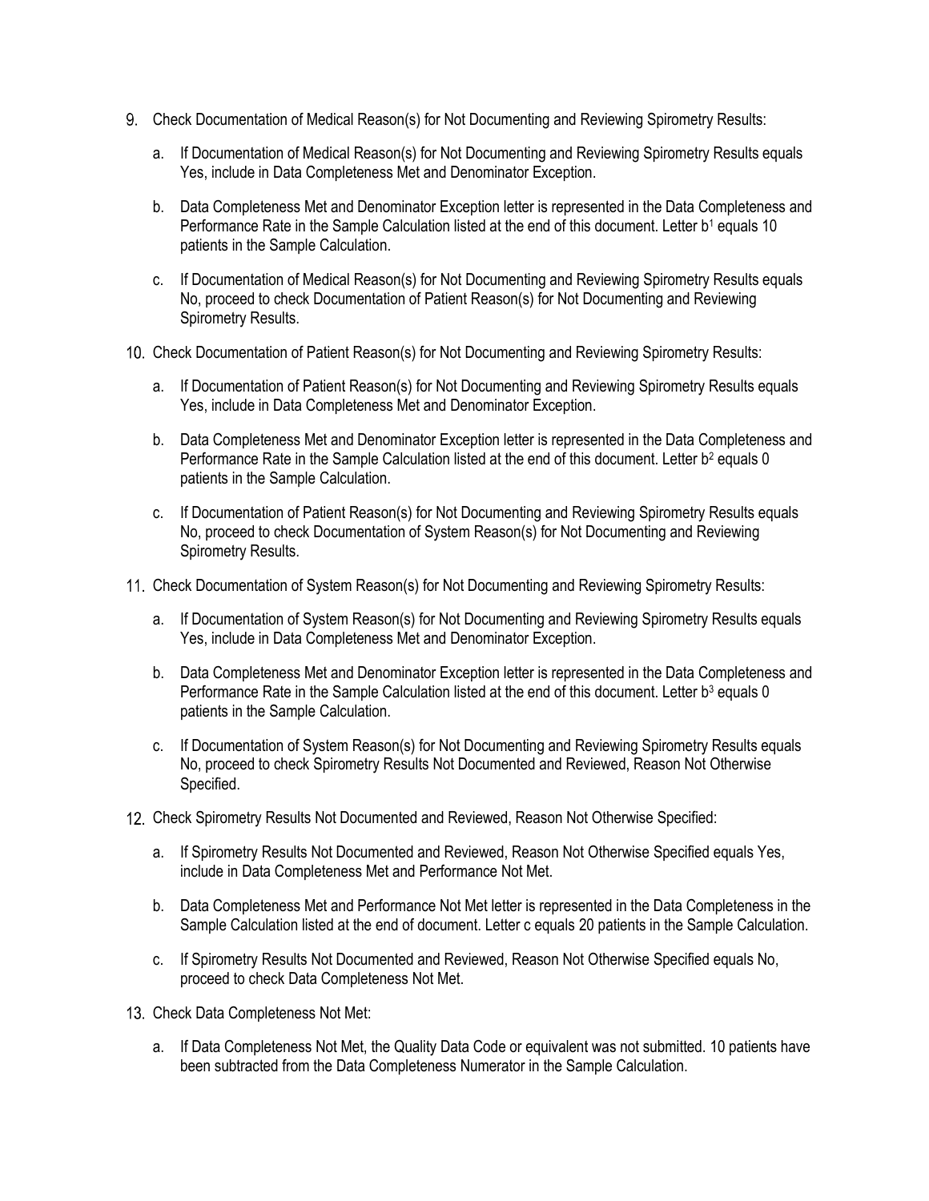9. Check Documentation of Medical Reason(s) for Not Documenting and Reviewing Spirometry Results:

   a. If Documentation of Medical Reason(s) for Not Documenting and Reviewing Spirometry Results equals Yes, include in Data Completeness Met and Denominator Exception.

   b. Data Completeness Met and Denominator Exception letter is represented in the Data Completeness and Performance Rate in the Sample Calculation listed at the end of this document. Letter $b^1$ equals 10 patients in the Sample Calculation.

   c. If Documentation of Medical Reason(s) for Not Documenting and Reviewing Spirometry Results equals No, proceed to check Documentation of Patient Reason(s) for Not Documenting and Reviewing Spirometry Results.

10. Check Documentation of Patient Reason(s) for Not Documenting and Reviewing Spirometry Results:

    a. If Documentation of Patient Reason(s) for Not Documenting and Reviewing Spirometry Results equals Yes, include in Data Completeness Met and Denominator Exception.

    b. Data Completeness Met and Denominator Exception letter is represented in the Data Completeness and Performance Rate in the Sample Calculation listed at the end of this document. Letter $b^2$ equals 0 patients in the Sample Calculation.

    c. If Documentation of Patient Reason(s) for Not Documenting and Reviewing Spirometry Results equals No, proceed to check Documentation of System Reason(s) for Not Documenting and Reviewing Spirometry Results.

11. Check Documentation of System Reason(s) for Not Documenting and Reviewing Spirometry Results:

    a. If Documentation of System Reason(s) for Not Documenting and Reviewing Spirometry Results equals Yes, include in Data Completeness Met and Denominator Exception.

    b. Data Completeness Met and Denominator Exception letter is represented in the Data Completeness and Performance Rate in the Sample Calculation listed at the end of this document. Letter $b^3$ equals 0 patients in the Sample Calculation.

    c. If Documentation of System Reason(s) for Not Documenting and Reviewing Spirometry Results equals No, proceed to check Spirometry Results Not Documented and Reviewed, Reason Not Otherwise Specified.

12. Check Spirometry Results Not Documented and Reviewed, Reason Not Otherwise Specified:

    a. If Spirometry Results Not Documented and Reviewed, Reason Not Otherwise Specified equals Yes, include in Data Completeness Met and Performance Not Met.

    b. Data Completeness Met and Performance Not Met letter is represented in the Data Completeness in the Sample Calculation listed at the end of document. Letter c equals 20 patients in the Sample Calculation.

    c. If Spirometry Results Not Documented and Reviewed, Reason Not Otherwise Specified equals No, proceed to check Data Completeness Not Met.

13. Check Data Completeness Not Met:

    a. If Data Completeness Not Met, the Quality Data Code or equivalent was not submitted. 10 patients have been subtracted from the Data Completeness Numerator in the Sample Calculation.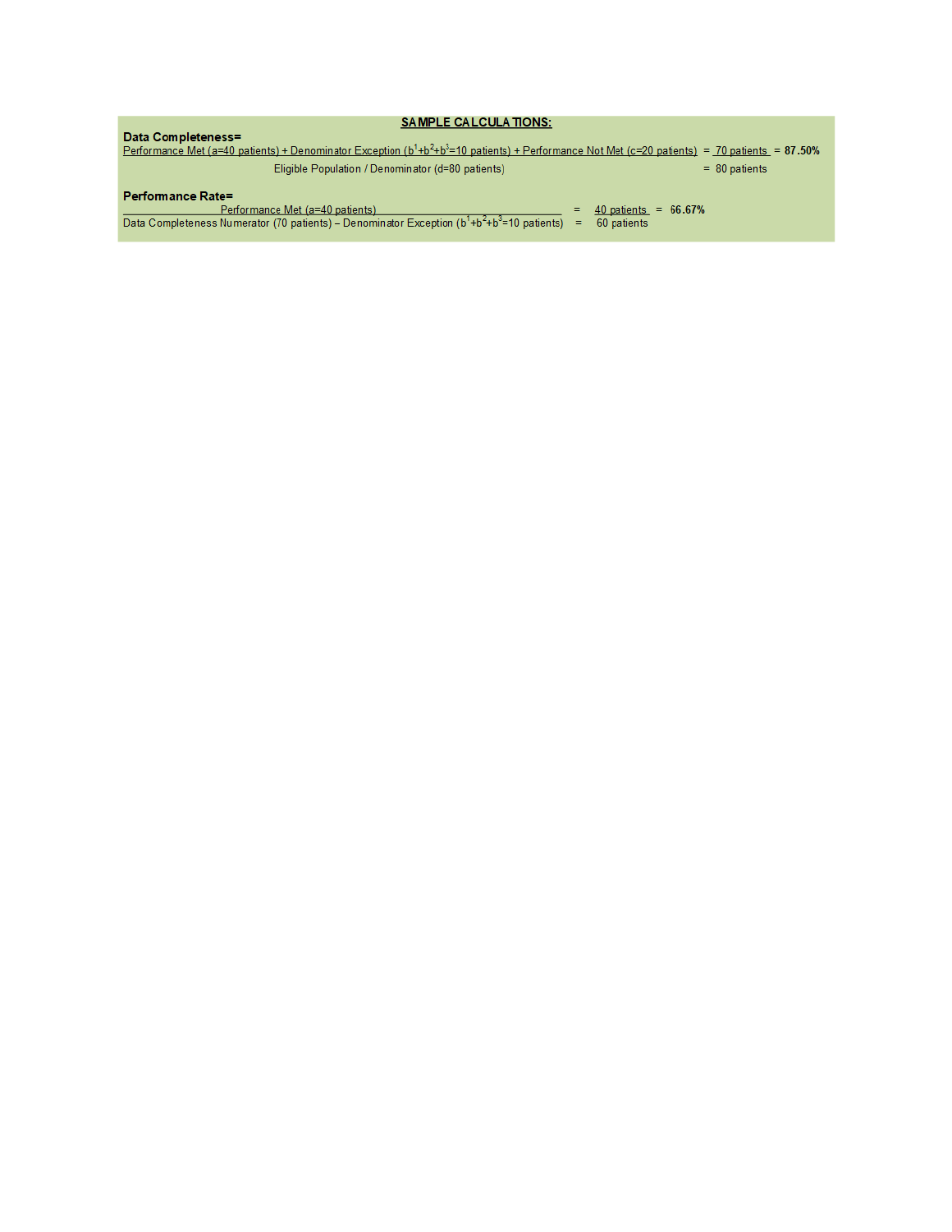**SAMPLE CALCULATIONS:**

**Data Completeness=**

$$\frac{\text{Performance Met (a=40 patients) + Denominator Exception (}b^1+b^2+b^3\text{=10 patients) + Performance Not Met (c=20 patients)}}{\text{Eligible Population / Denominator (d=80 patients)}} = \frac{\text{70 patients}}{\text{80 patients}} = \mathbf{87.50\%}$$

**Performance Rate=**

$$\frac{\text{Performance Met (a=40 patients)}}{\text{Data Completeness Numerator (70 patients) – Denominator Exception (}b^1+b^2+b^3\text{=10 patients)}} = \frac{\text{40 patients}}{\text{60 patients}} = \mathbf{66.67\%}$$